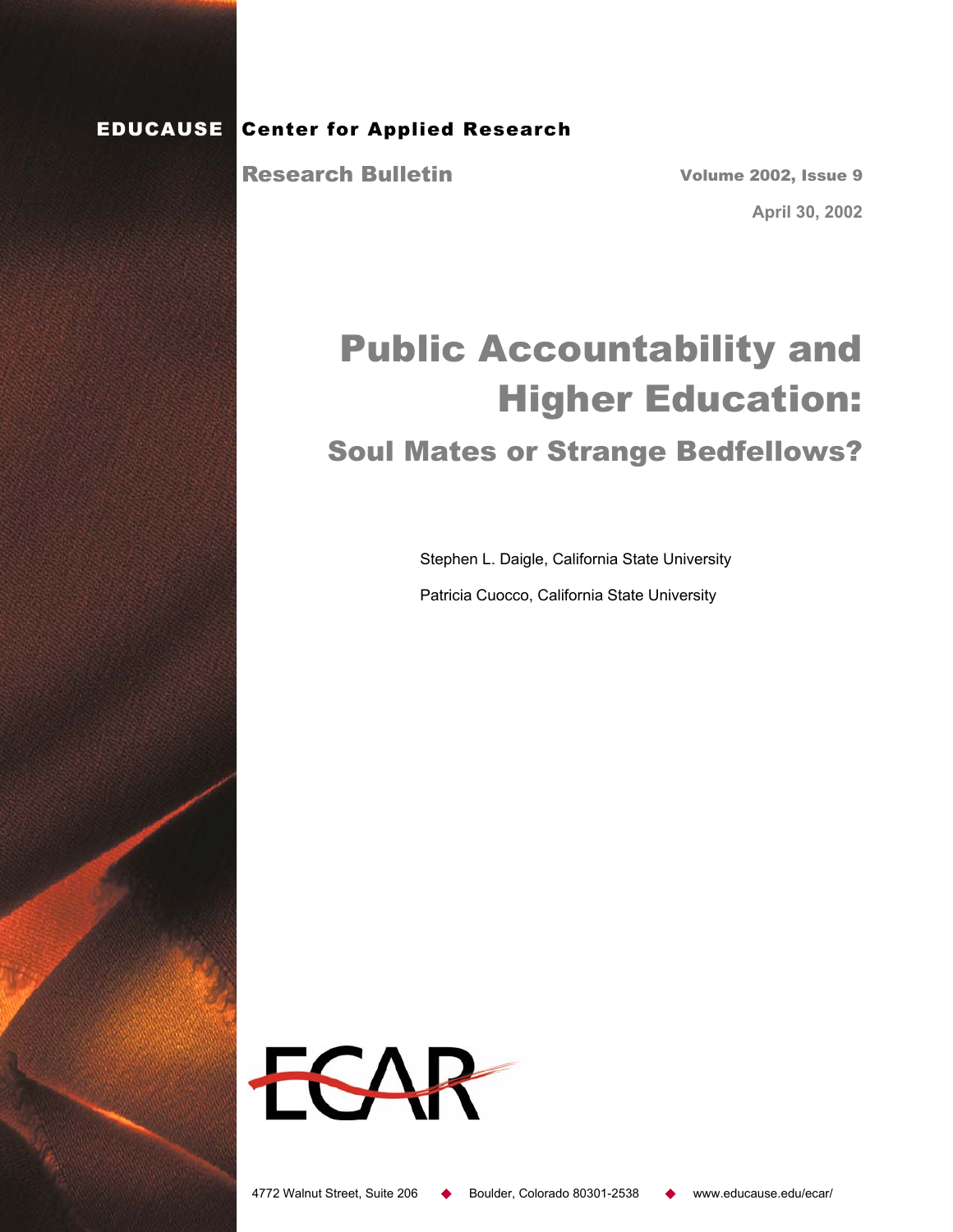**EDUCAUSE Center for Applied Research**

**Research Bulletin**

**Volume 2002, Issue 9**

**April 30, 2002**

# Public Accountability and Higher Education:

## Soul Mates or Strange Bedfellows?

Stephen L. Daigle, California State University

Patricia Cuocco, California State University

4772 Walnut Street, Suite 206 ◆ Boulder, Colorado 80301-2538 ◆ www.educause.edu/ecar/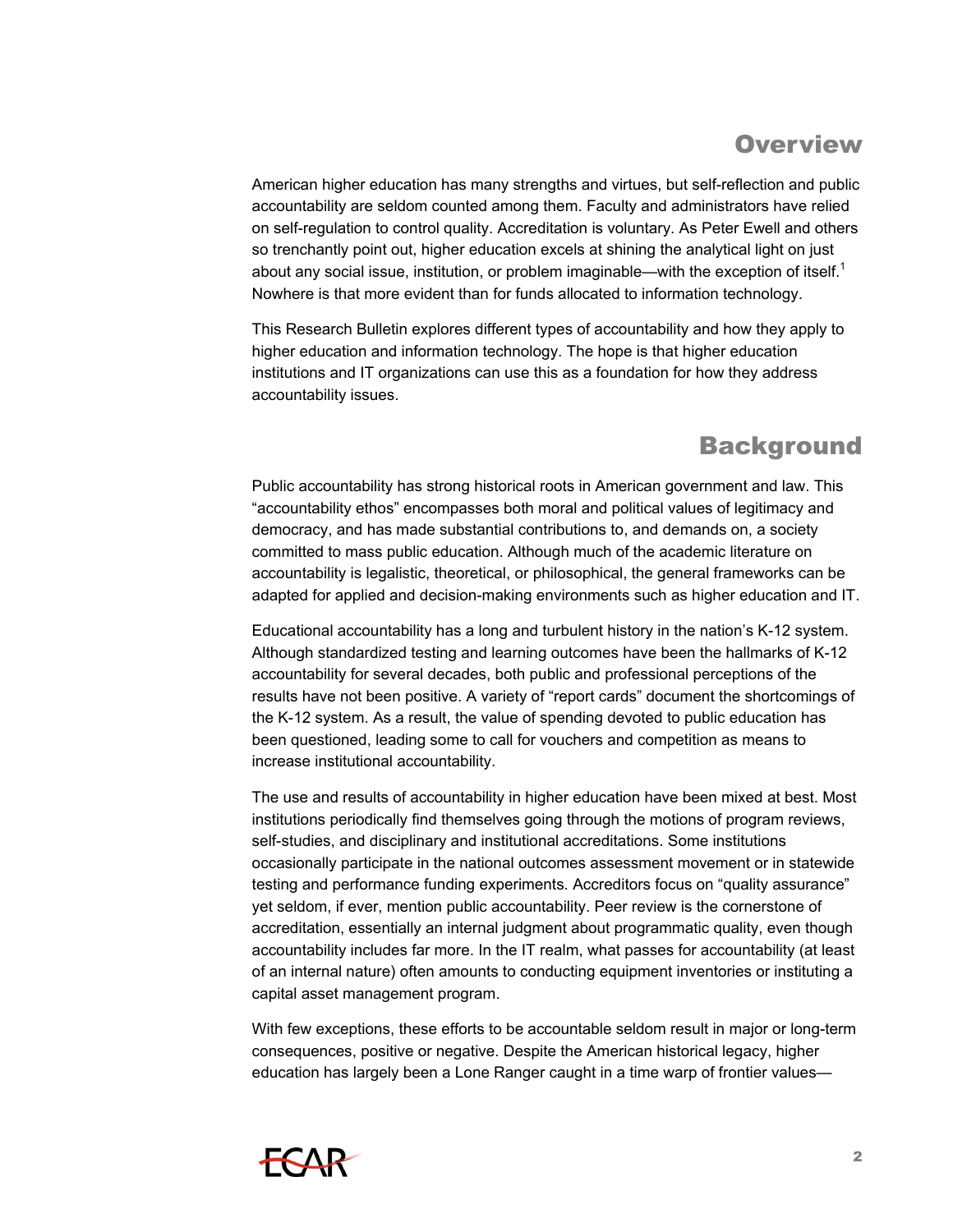## Overview

American higher education has many strengths and virtues, but self-reflection and public accountability are seldom counted among them. Faculty and administrators have relied on self-regulation to control quality. Accreditation is voluntary. As Peter Ewell and others so trenchantly point out, higher education excels at shining the analytical light on just about any social issue, institution, or problem imaginable—with the exception of itself.[1] Nowhere is that more evident than for funds allocated to information technology.

This Research Bulletin explores different types of accountability and how they apply to higher education and information technology. The hope is that higher education institutions and IT organizations can use this as a foundation for how they address accountability issues.

## Background

Public accountability has strong historical roots in American government and law. This "accountability ethos" encompasses both moral and political values of legitimacy and democracy, and has made substantial contributions to, and demands on, a society committed to mass public education. Although much of the academic literature on accountability is legalistic, theoretical, or philosophical, the general frameworks can be adapted for applied and decision-making environments such as higher education and IT.

Educational accountability has a long and turbulent history in the nation's K-12 system. Although standardized testing and learning outcomes have been the hallmarks of K-12 accountability for several decades, both public and professional perceptions of the results have not been positive. A variety of "report cards" document the shortcomings of the K-12 system. As a result, the value of spending devoted to public education has been questioned, leading some to call for vouchers and competition as means to increase institutional accountability.

The use and results of accountability in higher education have been mixed at best. Most institutions periodically find themselves going through the motions of program reviews, self-studies, and disciplinary and institutional accreditations. Some institutions occasionally participate in the national outcomes assessment movement or in statewide testing and performance funding experiments. Accreditors focus on "quality assurance" yet seldom, if ever, mention public accountability. Peer review is the cornerstone of accreditation, essentially an internal judgment about programmatic quality, even though accountability includes far more. In the IT realm, what passes for accountability (at least of an internal nature) often amounts to conducting equipment inventories or instituting a capital asset management program.

With few exceptions, these efforts to be accountable seldom result in major or long-term consequences, positive or negative. Despite the American historical legacy, higher education has largely been a Lone Ranger caught in a time warp of frontier values—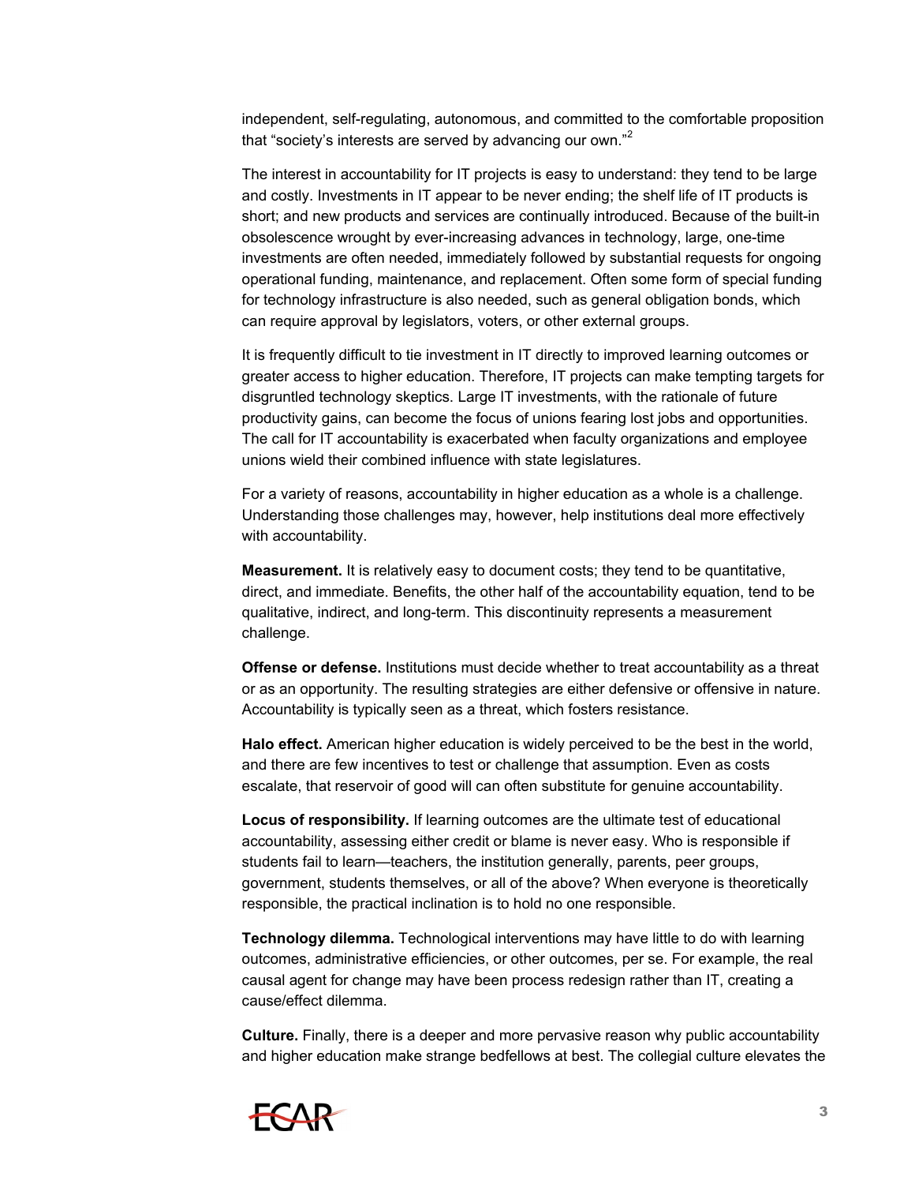independent, self-regulating, autonomous, and committed to the comfortable proposition that “society’s interests are served by advancing our own.”[2]

The interest in accountability for IT projects is easy to understand: they tend to be large and costly. Investments in IT appear to be never ending; the shelf life of IT products is short; and new products and services are continually introduced. Because of the built-in obsolescence wrought by ever-increasing advances in technology, large, one-time investments are often needed, immediately followed by substantial requests for ongoing operational funding, maintenance, and replacement. Often some form of special funding for technology infrastructure is also needed, such as general obligation bonds, which can require approval by legislators, voters, or other external groups.

It is frequently difficult to tie investment in IT directly to improved learning outcomes or greater access to higher education. Therefore, IT projects can make tempting targets for disgruntled technology skeptics. Large IT investments, with the rationale of future productivity gains, can become the focus of unions fearing lost jobs and opportunities. The call for IT accountability is exacerbated when faculty organizations and employee unions wield their combined influence with state legislatures.

For a variety of reasons, accountability in higher education as a whole is a challenge. Understanding those challenges may, however, help institutions deal more effectively with accountability.

**Measurement.** It is relatively easy to document costs; they tend to be quantitative, direct, and immediate. Benefits, the other half of the accountability equation, tend to be qualitative, indirect, and long-term. This discontinuity represents a measurement challenge.

**Offense or defense.** Institutions must decide whether to treat accountability as a threat or as an opportunity. The resulting strategies are either defensive or offensive in nature. Accountability is typically seen as a threat, which fosters resistance.

**Halo effect.** American higher education is widely perceived to be the best in the world, and there are few incentives to test or challenge that assumption. Even as costs escalate, that reservoir of good will can often substitute for genuine accountability.

**Locus of responsibility.** If learning outcomes are the ultimate test of educational accountability, assessing either credit or blame is never easy. Who is responsible if students fail to learn—teachers, the institution generally, parents, peer groups, government, students themselves, or all of the above? When everyone is theoretically responsible, the practical inclination is to hold no one responsible.

**Technology dilemma.** Technological interventions may have little to do with learning outcomes, administrative efficiencies, or other outcomes, per se. For example, the real causal agent for change may have been process redesign rather than IT, creating a cause/effect dilemma.

**Culture.** Finally, there is a deeper and more pervasive reason why public accountability and higher education make strange bedfellows at best. The collegial culture elevates the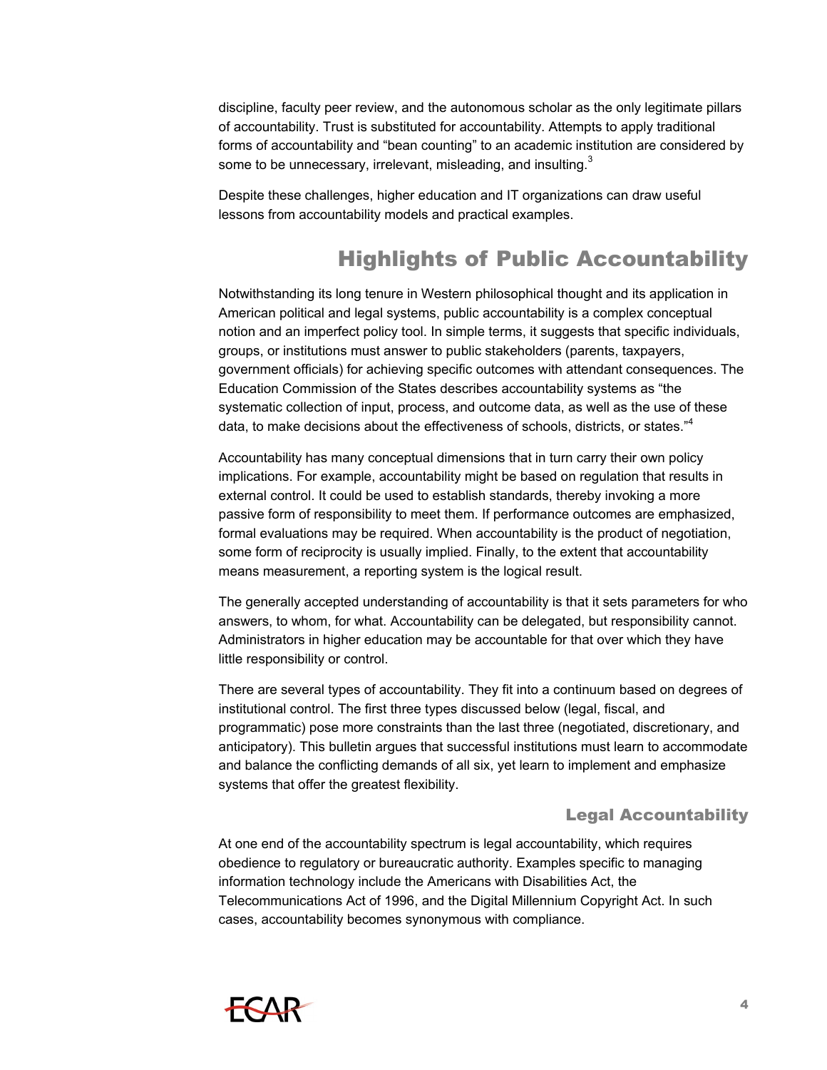discipline, faculty peer review, and the autonomous scholar as the only legitimate pillars of accountability. Trust is substituted for accountability. Attempts to apply traditional forms of accountability and "bean counting" to an academic institution are considered by some to be unnecessary, irrelevant, misleading, and insulting.[3]

Despite these challenges, higher education and IT organizations can draw useful lessons from accountability models and practical examples.

## Highlights of Public Accountability

Notwithstanding its long tenure in Western philosophical thought and its application in American political and legal systems, public accountability is a complex conceptual notion and an imperfect policy tool. In simple terms, it suggests that specific individuals, groups, or institutions must answer to public stakeholders (parents, taxpayers, government officials) for achieving specific outcomes with attendant consequences. The Education Commission of the States describes accountability systems as "the systematic collection of input, process, and outcome data, as well as the use of these data, to make decisions about the effectiveness of schools, districts, or states."[4]

Accountability has many conceptual dimensions that in turn carry their own policy implications. For example, accountability might be based on regulation that results in external control. It could be used to establish standards, thereby invoking a more passive form of responsibility to meet them. If performance outcomes are emphasized, formal evaluations may be required. When accountability is the product of negotiation, some form of reciprocity is usually implied. Finally, to the extent that accountability means measurement, a reporting system is the logical result.

The generally accepted understanding of accountability is that it sets parameters for who answers, to whom, for what. Accountability can be delegated, but responsibility cannot. Administrators in higher education may be accountable for that over which they have little responsibility or control.

There are several types of accountability. They fit into a continuum based on degrees of institutional control. The first three types discussed below (legal, fiscal, and programmatic) pose more constraints than the last three (negotiated, discretionary, and anticipatory). This bulletin argues that successful institutions must learn to accommodate and balance the conflicting demands of all six, yet learn to implement and emphasize systems that offer the greatest flexibility.

### Legal Accountability

At one end of the accountability spectrum is legal accountability, which requires obedience to regulatory or bureaucratic authority. Examples specific to managing information technology include the Americans with Disabilities Act, the Telecommunications Act of 1996, and the Digital Millennium Copyright Act. In such cases, accountability becomes synonymous with compliance.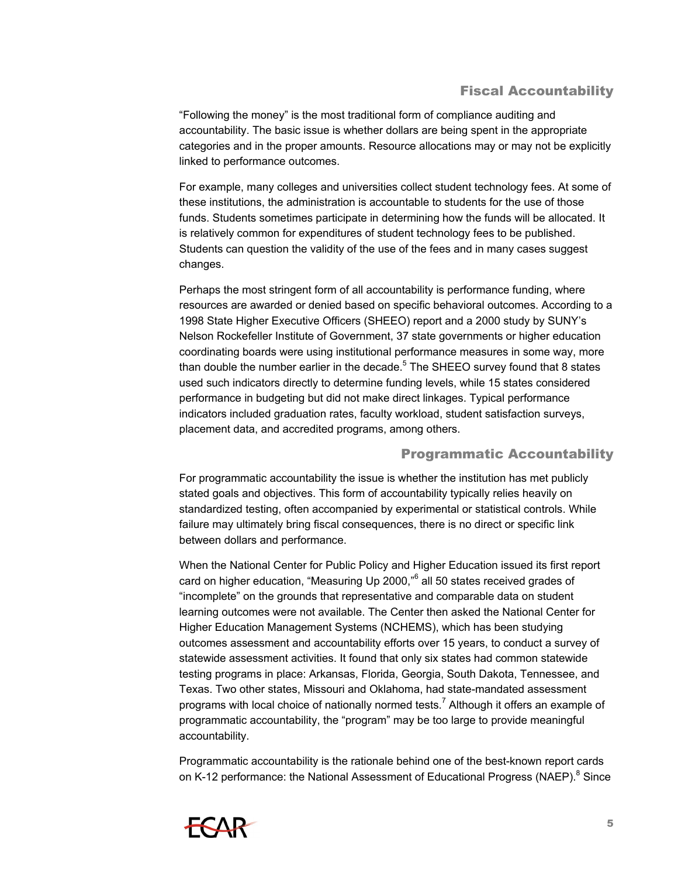## Fiscal Accountability

"Following the money" is the most traditional form of compliance auditing and accountability. The basic issue is whether dollars are being spent in the appropriate categories and in the proper amounts. Resource allocations may or may not be explicitly linked to performance outcomes.

For example, many colleges and universities collect student technology fees. At some of these institutions, the administration is accountable to students for the use of those funds. Students sometimes participate in determining how the funds will be allocated. It is relatively common for expenditures of student technology fees to be published. Students can question the validity of the use of the fees and in many cases suggest changes.

Perhaps the most stringent form of all accountability is performance funding, where resources are awarded or denied based on specific behavioral outcomes. According to a 1998 State Higher Executive Officers (SHEEO) report and a 2000 study by SUNY's Nelson Rockefeller Institute of Government, 37 state governments or higher education coordinating boards were using institutional performance measures in some way, more than double the number earlier in the decade.[5] The SHEEO survey found that 8 states used such indicators directly to determine funding levels, while 15 states considered performance in budgeting but did not make direct linkages. Typical performance indicators included graduation rates, faculty workload, student satisfaction surveys, placement data, and accredited programs, among others.

## Programmatic Accountability

For programmatic accountability the issue is whether the institution has met publicly stated goals and objectives. This form of accountability typically relies heavily on standardized testing, often accompanied by experimental or statistical controls. While failure may ultimately bring fiscal consequences, there is no direct or specific link between dollars and performance.

When the National Center for Public Policy and Higher Education issued its first report card on higher education, "Measuring Up 2000,"[6] all 50 states received grades of "incomplete" on the grounds that representative and comparable data on student learning outcomes were not available. The Center then asked the National Center for Higher Education Management Systems (NCHEMS), which has been studying outcomes assessment and accountability efforts over 15 years, to conduct a survey of statewide assessment activities. It found that only six states had common statewide testing programs in place: Arkansas, Florida, Georgia, South Dakota, Tennessee, and Texas. Two other states, Missouri and Oklahoma, had state-mandated assessment programs with local choice of nationally normed tests.[7] Although it offers an example of programmatic accountability, the "program" may be too large to provide meaningful accountability.

Programmatic accountability is the rationale behind one of the best-known report cards on K-12 performance: the National Assessment of Educational Progress (NAEP).[8] Since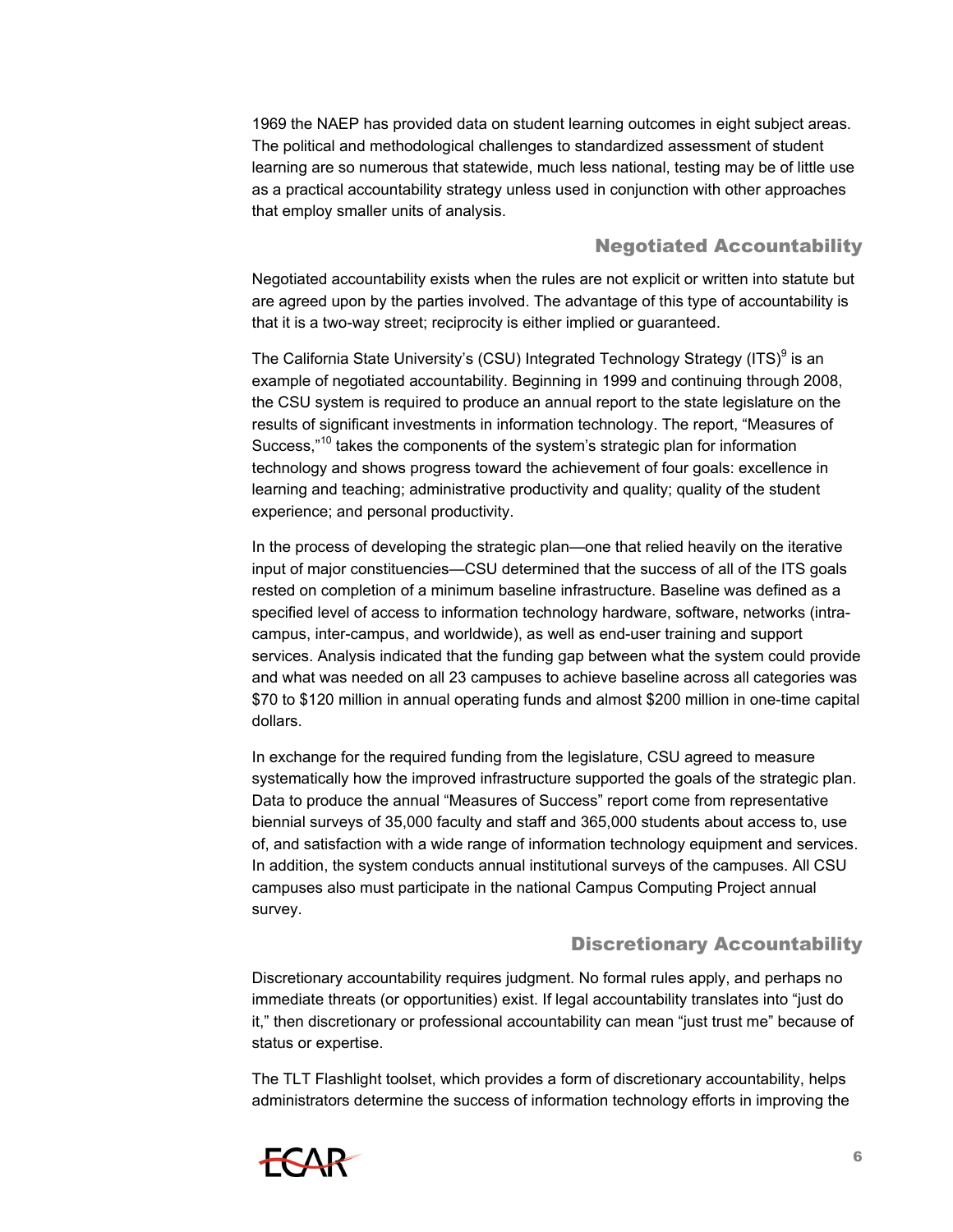1969 the NAEP has provided data on student learning outcomes in eight subject areas. The political and methodological challenges to standardized assessment of student learning are so numerous that statewide, much less national, testing may be of little use as a practical accountability strategy unless used in conjunction with other approaches that employ smaller units of analysis.

## Negotiated Accountability

Negotiated accountability exists when the rules are not explicit or written into statute but are agreed upon by the parties involved. The advantage of this type of accountability is that it is a two-way street; reciprocity is either implied or guaranteed.

The California State University's (CSU) Integrated Technology Strategy (ITS)[9] is an example of negotiated accountability. Beginning in 1999 and continuing through 2008, the CSU system is required to produce an annual report to the state legislature on the results of significant investments in information technology. The report, "Measures of Success,"[10] takes the components of the system's strategic plan for information technology and shows progress toward the achievement of four goals: excellence in learning and teaching; administrative productivity and quality; quality of the student experience; and personal productivity.

In the process of developing the strategic plan—one that relied heavily on the iterative input of major constituencies—CSU determined that the success of all of the ITS goals rested on completion of a minimum baseline infrastructure. Baseline was defined as a specified level of access to information technology hardware, software, networks (intra-campus, inter-campus, and worldwide), as well as end-user training and support services. Analysis indicated that the funding gap between what the system could provide and what was needed on all 23 campuses to achieve baseline across all categories was $70 to $120 million in annual operating funds and almost $200 million in one-time capital dollars.

In exchange for the required funding from the legislature, CSU agreed to measure systematically how the improved infrastructure supported the goals of the strategic plan. Data to produce the annual "Measures of Success" report come from representative biennial surveys of 35,000 faculty and staff and 365,000 students about access to, use of, and satisfaction with a wide range of information technology equipment and services. In addition, the system conducts annual institutional surveys of the campuses. All CSU campuses also must participate in the national Campus Computing Project annual survey.

## Discretionary Accountability

Discretionary accountability requires judgment. No formal rules apply, and perhaps no immediate threats (or opportunities) exist. If legal accountability translates into "just do it," then discretionary or professional accountability can mean "just trust me" because of status or expertise.

The TLT Flashlight toolset, which provides a form of discretionary accountability, helps administrators determine the success of information technology efforts in improving the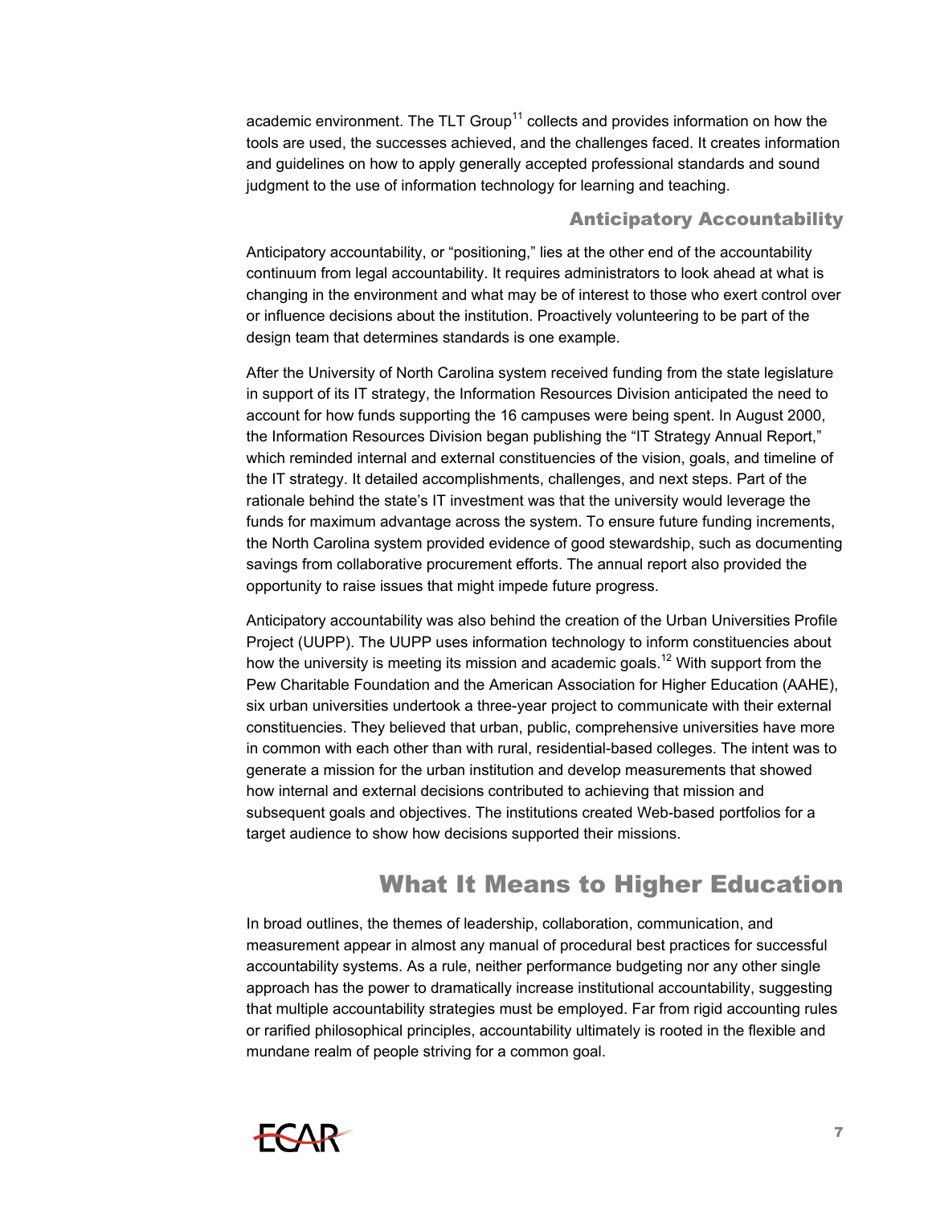academic environment. The TLT Group[11] collects and provides information on how the tools are used, the successes achieved, and the challenges faced. It creates information and guidelines on how to apply generally accepted professional standards and sound judgment to the use of information technology for learning and teaching.

### Anticipatory Accountability

Anticipatory accountability, or "positioning," lies at the other end of the accountability continuum from legal accountability. It requires administrators to look ahead at what is changing in the environment and what may be of interest to those who exert control over or influence decisions about the institution. Proactively volunteering to be part of the design team that determines standards is one example.

After the University of North Carolina system received funding from the state legislature in support of its IT strategy, the Information Resources Division anticipated the need to account for how funds supporting the 16 campuses were being spent. In August 2000, the Information Resources Division began publishing the "IT Strategy Annual Report," which reminded internal and external constituencies of the vision, goals, and timeline of the IT strategy. It detailed accomplishments, challenges, and next steps. Part of the rationale behind the state's IT investment was that the university would leverage the funds for maximum advantage across the system. To ensure future funding increments, the North Carolina system provided evidence of good stewardship, such as documenting savings from collaborative procurement efforts. The annual report also provided the opportunity to raise issues that might impede future progress.

Anticipatory accountability was also behind the creation of the Urban Universities Profile Project (UUPP). The UUPP uses information technology to inform constituencies about how the university is meeting its mission and academic goals.[12] With support from the Pew Charitable Foundation and the American Association for Higher Education (AAHE), six urban universities undertook a three-year project to communicate with their external constituencies. They believed that urban, public, comprehensive universities have more in common with each other than with rural, residential-based colleges. The intent was to generate a mission for the urban institution and develop measurements that showed how internal and external decisions contributed to achieving that mission and subsequent goals and objectives. The institutions created Web-based portfolios for a target audience to show how decisions supported their missions.

## What It Means to Higher Education

In broad outlines, the themes of leadership, collaboration, communication, and measurement appear in almost any manual of procedural best practices for successful accountability systems. As a rule, neither performance budgeting nor any other single approach has the power to dramatically increase institutional accountability, suggesting that multiple accountability strategies must be employed. Far from rigid accounting rules or rarified philosophical principles, accountability ultimately is rooted in the flexible and mundane realm of people striving for a common goal.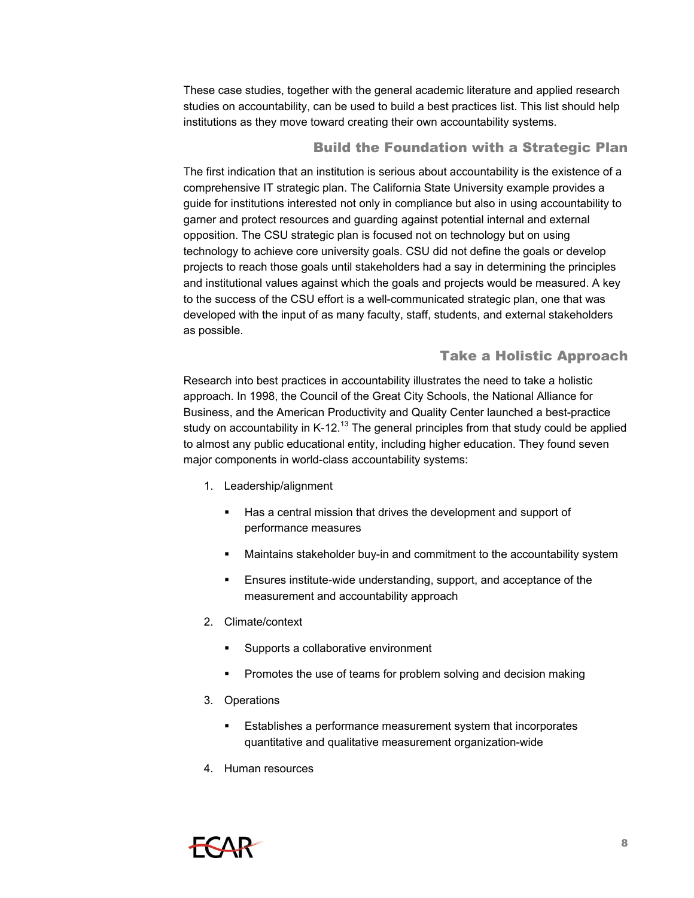These case studies, together with the general academic literature and applied research studies on accountability, can be used to build a best practices list. This list should help institutions as they move toward creating their own accountability systems.

## Build the Foundation with a Strategic Plan

The first indication that an institution is serious about accountability is the existence of a comprehensive IT strategic plan. The California State University example provides a guide for institutions interested not only in compliance but also in using accountability to garner and protect resources and guarding against potential internal and external opposition. The CSU strategic plan is focused not on technology but on using technology to achieve core university goals. CSU did not define the goals or develop projects to reach those goals until stakeholders had a say in determining the principles and institutional values against which the goals and projects would be measured. A key to the success of the CSU effort is a well-communicated strategic plan, one that was developed with the input of as many faculty, staff, students, and external stakeholders as possible.

## Take a Holistic Approach

Research into best practices in accountability illustrates the need to take a holistic approach. In 1998, the Council of the Great City Schools, the National Alliance for Business, and the American Productivity and Quality Center launched a best-practice study on accountability in K-12.[13] The general principles from that study could be applied to almost any public educational entity, including higher education. They found seven major components in world-class accountability systems:

1. Leadership/alignment
   - Has a central mission that drives the development and support of performance measures
   - Maintains stakeholder buy-in and commitment to the accountability system
   - Ensures institute-wide understanding, support, and acceptance of the measurement and accountability approach
2. Climate/context
   - Supports a collaborative environment
   - Promotes the use of teams for problem solving and decision making
3. Operations
   - Establishes a performance measurement system that incorporates quantitative and qualitative measurement organization-wide
4. Human resources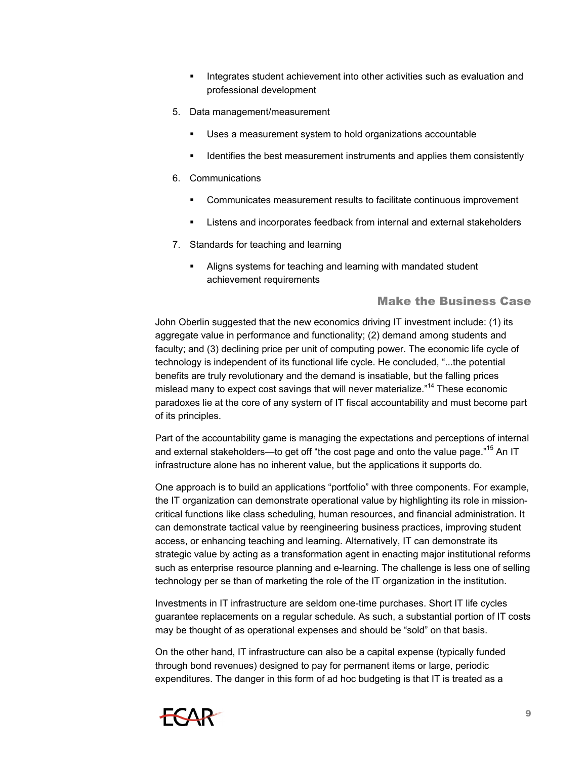- Integrates student achievement into other activities such as evaluation and professional development

5. Data management/measurement

   - Uses a measurement system to hold organizations accountable
   - Identifies the best measurement instruments and applies them consistently

6. Communications

   - Communicates measurement results to facilitate continuous improvement
   - Listens and incorporates feedback from internal and external stakeholders

7. Standards for teaching and learning

   - Aligns systems for teaching and learning with mandated student achievement requirements

## Make the Business Case

John Oberlin suggested that the new economics driving IT investment include: (1) its aggregate value in performance and functionality; (2) demand among students and faculty; and (3) declining price per unit of computing power. The economic life cycle of technology is independent of its functional life cycle. He concluded, "...the potential benefits are truly revolutionary and the demand is insatiable, but the falling prices mislead many to expect cost savings that will never materialize."[14] These economic paradoxes lie at the core of any system of IT fiscal accountability and must become part of its principles.

Part of the accountability game is managing the expectations and perceptions of internal and external stakeholders—to get off "the cost page and onto the value page."[15] An IT infrastructure alone has no inherent value, but the applications it supports do.

One approach is to build an applications "portfolio" with three components. For example, the IT organization can demonstrate operational value by highlighting its role in mission-critical functions like class scheduling, human resources, and financial administration. It can demonstrate tactical value by reengineering business practices, improving student access, or enhancing teaching and learning. Alternatively, IT can demonstrate its strategic value by acting as a transformation agent in enacting major institutional reforms such as enterprise resource planning and e-learning. The challenge is less one of selling technology per se than of marketing the role of the IT organization in the institution.

Investments in IT infrastructure are seldom one-time purchases. Short IT life cycles guarantee replacements on a regular schedule. As such, a substantial portion of IT costs may be thought of as operational expenses and should be "sold" on that basis.

On the other hand, IT infrastructure can also be a capital expense (typically funded through bond revenues) designed to pay for permanent items or large, periodic expenditures. The danger in this form of ad hoc budgeting is that IT is treated as a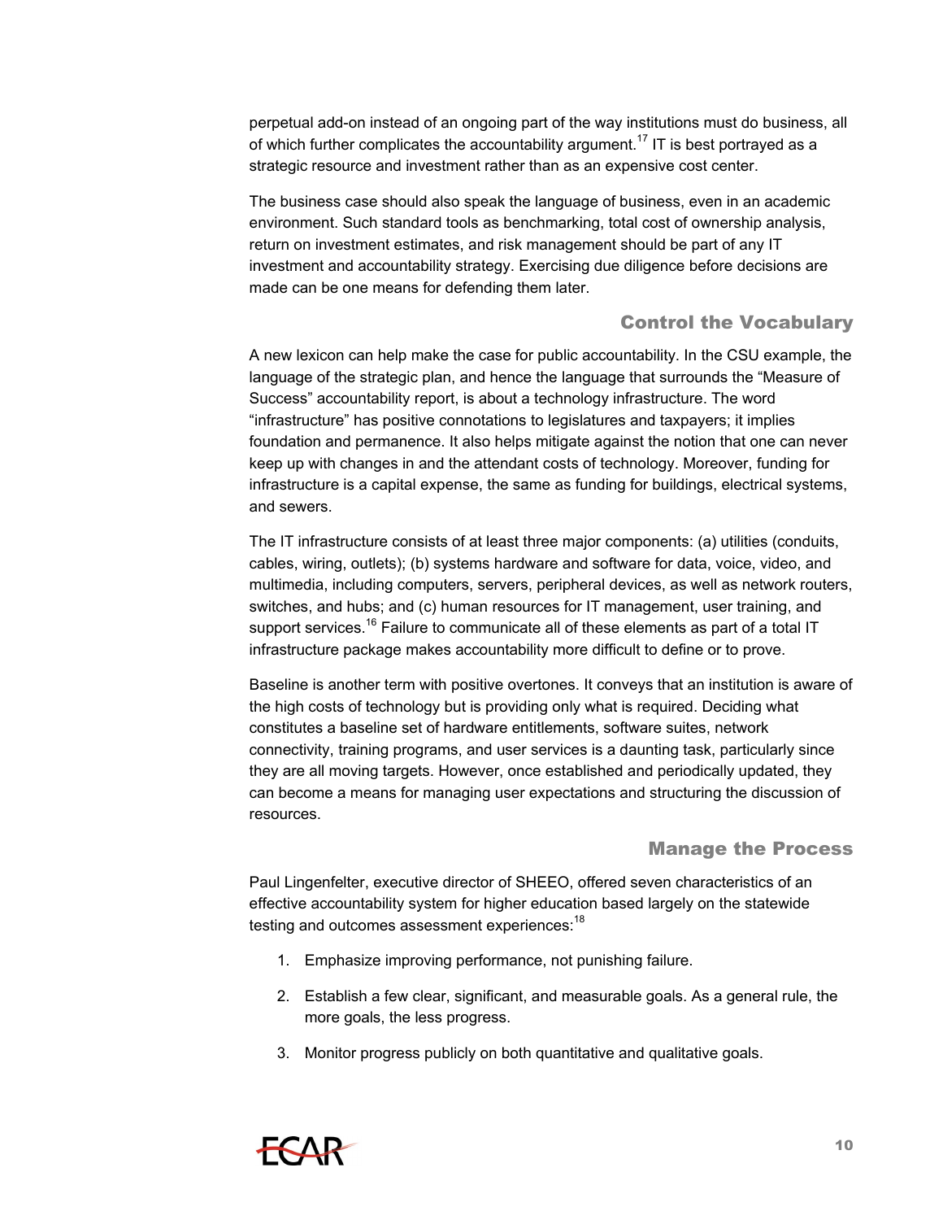perpetual add-on instead of an ongoing part of the way institutions must do business, all of which further complicates the accountability argument.[17] IT is best portrayed as a strategic resource and investment rather than as an expensive cost center.

The business case should also speak the language of business, even in an academic environment. Such standard tools as benchmarking, total cost of ownership analysis, return on investment estimates, and risk management should be part of any IT investment and accountability strategy. Exercising due diligence before decisions are made can be one means for defending them later.

## Control the Vocabulary

A new lexicon can help make the case for public accountability. In the CSU example, the language of the strategic plan, and hence the language that surrounds the "Measure of Success" accountability report, is about a technology infrastructure. The word "infrastructure" has positive connotations to legislatures and taxpayers; it implies foundation and permanence. It also helps mitigate against the notion that one can never keep up with changes in and the attendant costs of technology. Moreover, funding for infrastructure is a capital expense, the same as funding for buildings, electrical systems, and sewers.

The IT infrastructure consists of at least three major components: (a) utilities (conduits, cables, wiring, outlets); (b) systems hardware and software for data, voice, video, and multimedia, including computers, servers, peripheral devices, as well as network routers, switches, and hubs; and (c) human resources for IT management, user training, and support services.[16] Failure to communicate all of these elements as part of a total IT infrastructure package makes accountability more difficult to define or to prove.

Baseline is another term with positive overtones. It conveys that an institution is aware of the high costs of technology but is providing only what is required. Deciding what constitutes a baseline set of hardware entitlements, software suites, network connectivity, training programs, and user services is a daunting task, particularly since they are all moving targets. However, once established and periodically updated, they can become a means for managing user expectations and structuring the discussion of resources.

## Manage the Process

Paul Lingenfelter, executive director of SHEEO, offered seven characteristics of an effective accountability system for higher education based largely on the statewide testing and outcomes assessment experiences:[18]

1. Emphasize improving performance, not punishing failure.
2. Establish a few clear, significant, and measurable goals. As a general rule, the more goals, the less progress.
3. Monitor progress publicly on both quantitative and qualitative goals.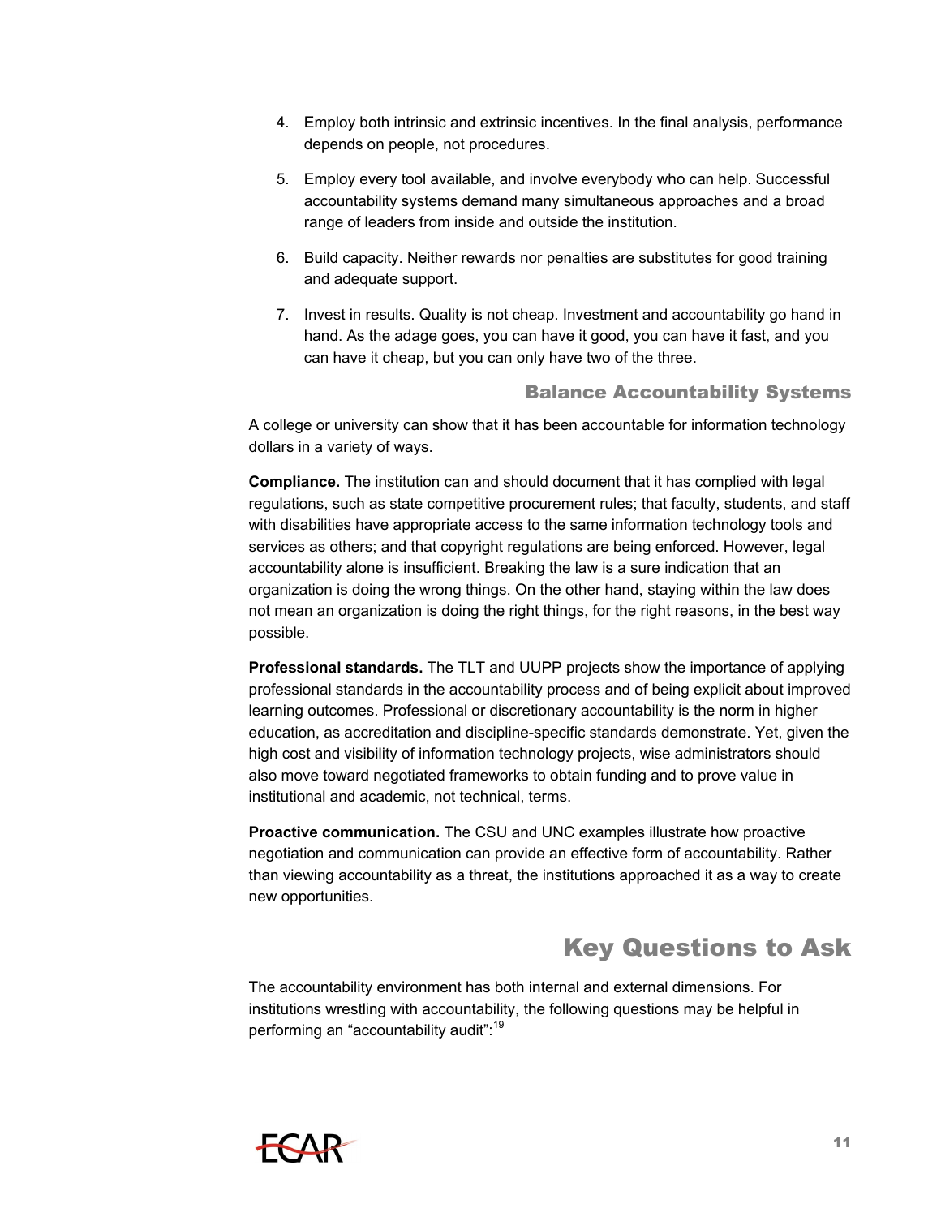4. Employ both intrinsic and extrinsic incentives. In the final analysis, performance depends on people, not procedures.
5. Employ every tool available, and involve everybody who can help. Successful accountability systems demand many simultaneous approaches and a broad range of leaders from inside and outside the institution.
6. Build capacity. Neither rewards nor penalties are substitutes for good training and adequate support.
7. Invest in results. Quality is not cheap. Investment and accountability go hand in hand. As the adage goes, you can have it good, you can have it fast, and you can have it cheap, but you can only have two of the three.

### Balance Accountability Systems

A college or university can show that it has been accountable for information technology dollars in a variety of ways.

**Compliance.** The institution can and should document that it has complied with legal regulations, such as state competitive procurement rules; that faculty, students, and staff with disabilities have appropriate access to the same information technology tools and services as others; and that copyright regulations are being enforced. However, legal accountability alone is insufficient. Breaking the law is a sure indication that an organization is doing the wrong things. On the other hand, staying within the law does not mean an organization is doing the right things, for the right reasons, in the best way possible.

**Professional standards.** The TLT and UUPP projects show the importance of applying professional standards in the accountability process and of being explicit about improved learning outcomes. Professional or discretionary accountability is the norm in higher education, as accreditation and discipline-specific standards demonstrate. Yet, given the high cost and visibility of information technology projects, wise administrators should also move toward negotiated frameworks to obtain funding and to prove value in institutional and academic, not technical, terms.

**Proactive communication.** The CSU and UNC examples illustrate how proactive negotiation and communication can provide an effective form of accountability. Rather than viewing accountability as a threat, the institutions approached it as a way to create new opportunities.

## Key Questions to Ask

The accountability environment has both internal and external dimensions. For institutions wrestling with accountability, the following questions may be helpful in performing an "accountability audit":[19]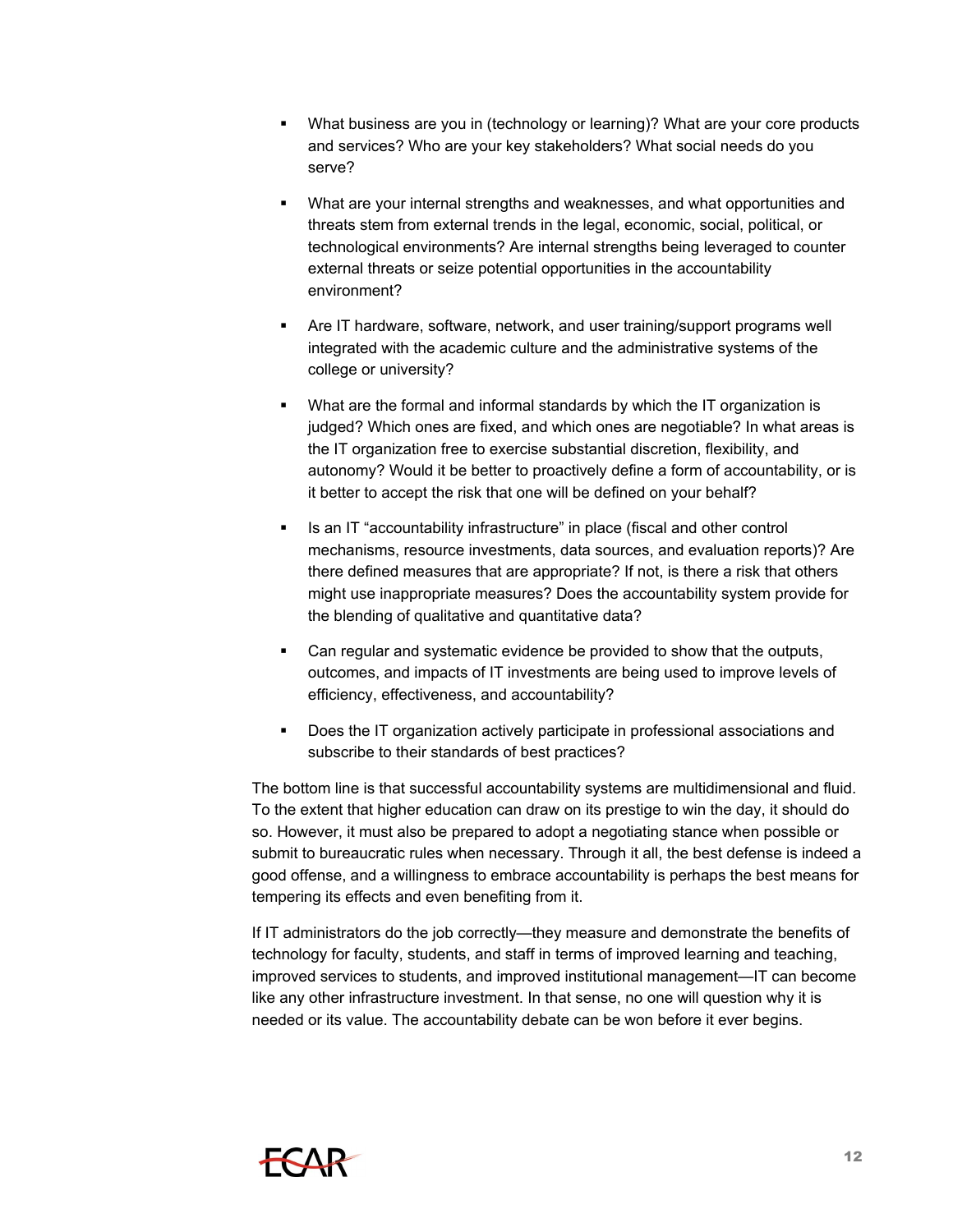- What business are you in (technology or learning)? What are your core products and services? Who are your key stakeholders? What social needs do you serve?
- What are your internal strengths and weaknesses, and what opportunities and threats stem from external trends in the legal, economic, social, political, or technological environments? Are internal strengths being leveraged to counter external threats or seize potential opportunities in the accountability environment?
- Are IT hardware, software, network, and user training/support programs well integrated with the academic culture and the administrative systems of the college or university?
- What are the formal and informal standards by which the IT organization is judged? Which ones are fixed, and which ones are negotiable? In what areas is the IT organization free to exercise substantial discretion, flexibility, and autonomy? Would it be better to proactively define a form of accountability, or is it better to accept the risk that one will be defined on your behalf?
- Is an IT "accountability infrastructure" in place (fiscal and other control mechanisms, resource investments, data sources, and evaluation reports)? Are there defined measures that are appropriate? If not, is there a risk that others might use inappropriate measures? Does the accountability system provide for the blending of qualitative and quantitative data?
- Can regular and systematic evidence be provided to show that the outputs, outcomes, and impacts of IT investments are being used to improve levels of efficiency, effectiveness, and accountability?
- Does the IT organization actively participate in professional associations and subscribe to their standards of best practices?

The bottom line is that successful accountability systems are multidimensional and fluid. To the extent that higher education can draw on its prestige to win the day, it should do so. However, it must also be prepared to adopt a negotiating stance when possible or submit to bureaucratic rules when necessary. Through it all, the best defense is indeed a good offense, and a willingness to embrace accountability is perhaps the best means for tempering its effects and even benefiting from it.

If IT administrators do the job correctly—they measure and demonstrate the benefits of technology for faculty, students, and staff in terms of improved learning and teaching, improved services to students, and improved institutional management—IT can become like any other infrastructure investment. In that sense, no one will question why it is needed or its value. The accountability debate can be won before it ever begins.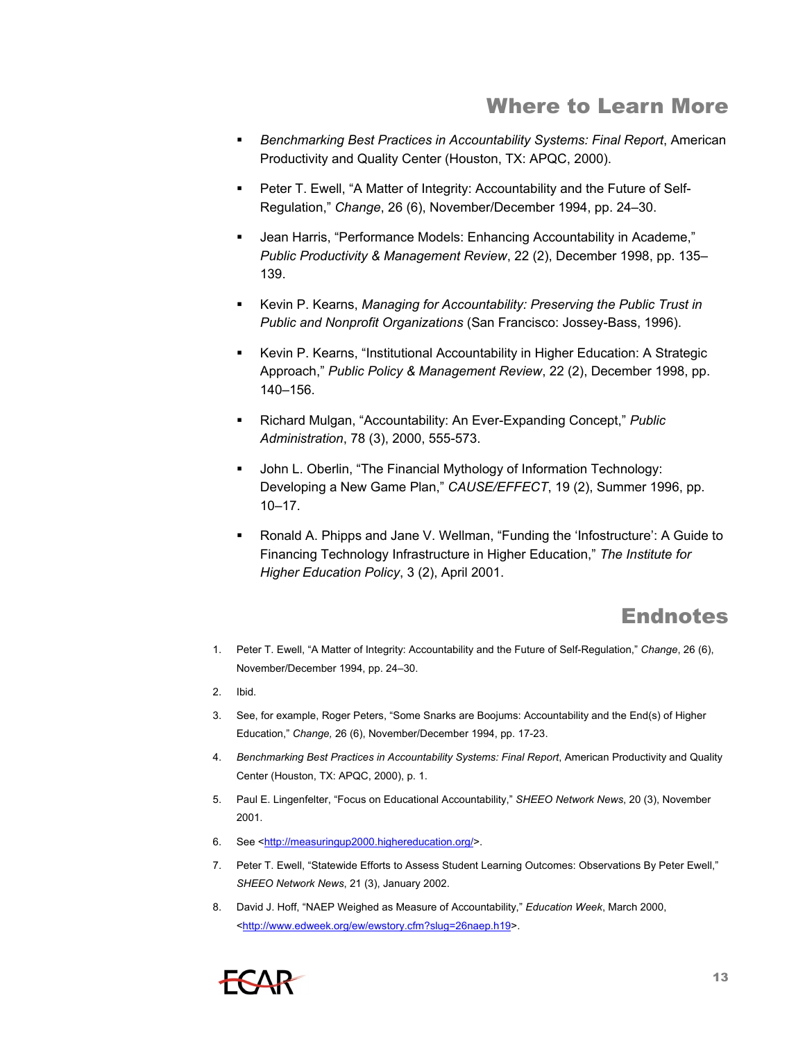## Where to Learn More

- *Benchmarking Best Practices in Accountability Systems: Final Report*, American Productivity and Quality Center (Houston, TX: APQC, 2000).
- Peter T. Ewell, "A Matter of Integrity: Accountability and the Future of Self-Regulation," *Change*, 26 (6), November/December 1994, pp. 24–30.
- Jean Harris, "Performance Models: Enhancing Accountability in Academe," *Public Productivity & Management Review*, 22 (2), December 1998, pp. 135–139.
- Kevin P. Kearns, *Managing for Accountability: Preserving the Public Trust in Public and Nonprofit Organizations* (San Francisco: Jossey-Bass, 1996).
- Kevin P. Kearns, "Institutional Accountability in Higher Education: A Strategic Approach," *Public Policy & Management Review*, 22 (2), December 1998, pp. 140–156.
- Richard Mulgan, "Accountability: An Ever-Expanding Concept," *Public Administration*, 78 (3), 2000, 555-573.
- John L. Oberlin, "The Financial Mythology of Information Technology: Developing a New Game Plan," *CAUSE/EFFECT*, 19 (2), Summer 1996, pp. 10–17.
- Ronald A. Phipps and Jane V. Wellman, "Funding the 'Infostructure': A Guide to Financing Technology Infrastructure in Higher Education," *The Institute for Higher Education Policy*, 3 (2), April 2001.

## Endnotes

1. Peter T. Ewell, "A Matter of Integrity: Accountability and the Future of Self-Regulation," *Change*, 26 (6), November/December 1994, pp. 24–30.
2. Ibid.
3. See, for example, Roger Peters, "Some Snarks are Boojums: Accountability and the End(s) of Higher Education," *Change,* 26 (6), November/December 1994, pp. 17-23.
4. *Benchmarking Best Practices in Accountability Systems: Final Report*, American Productivity and Quality Center (Houston, TX: APQC, 2000), p. 1.
5. Paul E. Lingenfelter, "Focus on Educational Accountability," *SHEEO Network News*, 20 (3), November 2001.
6. See <http://measuringup2000.highereducation.org/>.
7. Peter T. Ewell, "Statewide Efforts to Assess Student Learning Outcomes: Observations By Peter Ewell," *SHEEO Network News*, 21 (3), January 2002.
8. David J. Hoff, "NAEP Weighed as Measure of Accountability," *Education Week*, March 2000, <http://www.edweek.org/ew/ewstory.cfm?slug=26naep.h19>.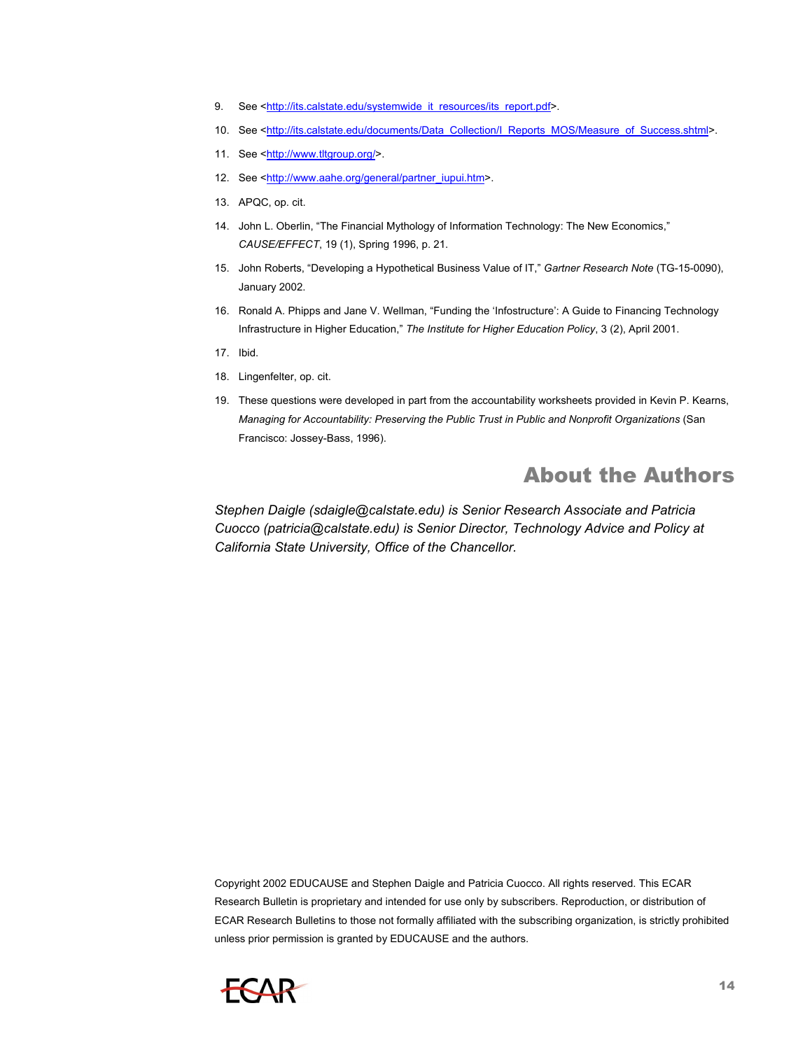9. See <http://its.calstate.edu/systemwide_it_resources/its_report.pdf>.

10. See <http://its.calstate.edu/documents/Data_Collection/I_Reports_MOS/Measure_of_Success.shtml>.

11. See <http://www.tltgroup.org/>.

12. See <http://www.aahe.org/general/partner_iupui.htm>.

13. APQC, op. cit.

14. John L. Oberlin, "The Financial Mythology of Information Technology: The New Economics," *CAUSE/EFFECT*, 19 (1), Spring 1996, p. 21.

15. John Roberts, "Developing a Hypothetical Business Value of IT," *Gartner Research Note* (TG-15-0090), January 2002.

16. Ronald A. Phipps and Jane V. Wellman, "Funding the 'Infostructure': A Guide to Financing Technology Infrastructure in Higher Education," *The Institute for Higher Education Policy*, 3 (2), April 2001.

17. Ibid.

18. Lingenfelter, op. cit.

19. These questions were developed in part from the accountability worksheets provided in Kevin P. Kearns, *Managing for Accountability: Preserving the Public Trust in Public and Nonprofit Organizations* (San Francisco: Jossey-Bass, 1996).

## About the Authors

*Stephen Daigle (sdaigle@calstate.edu) is Senior Research Associate and Patricia Cuocco (patricia@calstate.edu) is Senior Director, Technology Advice and Policy at California State University, Office of the Chancellor.*

Copyright 2002 EDUCAUSE and Stephen Daigle and Patricia Cuocco. All rights reserved. This ECAR Research Bulletin is proprietary and intended for use only by subscribers. Reproduction, or distribution of ECAR Research Bulletins to those not formally affiliated with the subscribing organization, is strictly prohibited unless prior permission is granted by EDUCAUSE and the authors.